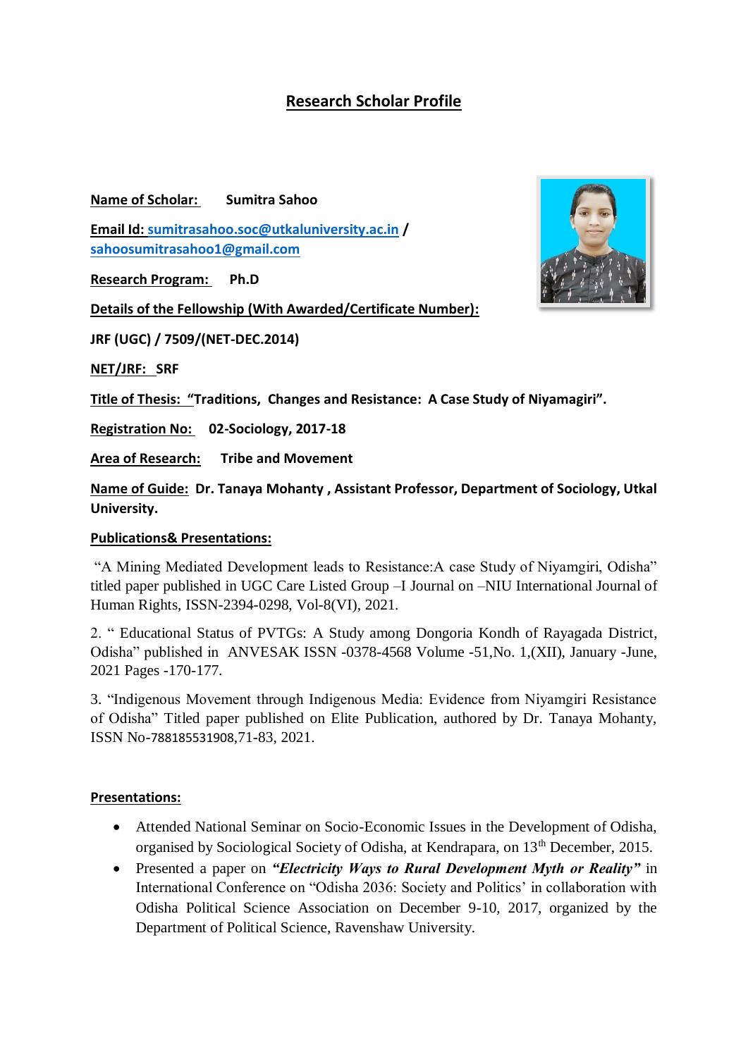# Research Scholar Profile

**Name of Scholar:** **Sumitra Sahoo**

**Email Id:** sumitrasahoo.soc@utkaluniversity.ac.in / sahoosumitrasahoo1@gmail.com

**Research Program:** **Ph.D**

**Details of the Fellowship (With Awarded/Certificate Number):**

**JRF (UGC) / 7509/(NET-DEC.2014)**

**NET/JRF:** **SRF**

**Title of Thesis:** **"Traditions, Changes and Resistance: A Case Study of Niyamagiri".**

**Registration No:** **02-Sociology, 2017-18**

**Area of Research:** **Tribe and Movement**

**Name of Guide:** **Dr. Tanaya Mohanty , Assistant Professor, Department of Sociology, Utkal University.**

**Publications& Presentations:**

"A Mining Mediated Development leads to Resistance:A case Study of Niyamgiri, Odisha" titled paper published in UGC Care Listed Group –I Journal on –NIU International Journal of Human Rights, ISSN-2394-0298, Vol-8(VI), 2021.

2. " Educational Status of PVTGs: A Study among Dongoria Kondh of Rayagada District, Odisha" published in ANVESAK ISSN -0378-4568 Volume -51,No. 1,(XII), January -June, 2021 Pages -170-177.

3. "Indigenous Movement through Indigenous Media: Evidence from Niyamgiri Resistance of Odisha" Titled paper published on Elite Publication, authored by Dr. Tanaya Mohanty, ISSN No-788185531908,71-83, 2021.

**Presentations:**

- Attended National Seminar on Socio-Economic Issues in the Development of Odisha, organised by Sociological Society of Odisha, at Kendrapara, on 13th December, 2015.
- Presented a paper on ***"Electricity Ways to Rural Development Myth or Reality"*** in International Conference on "Odisha 2036: Society and Politics' in collaboration with Odisha Political Science Association on December 9-10, 2017, organized by the Department of Political Science, Ravenshaw University.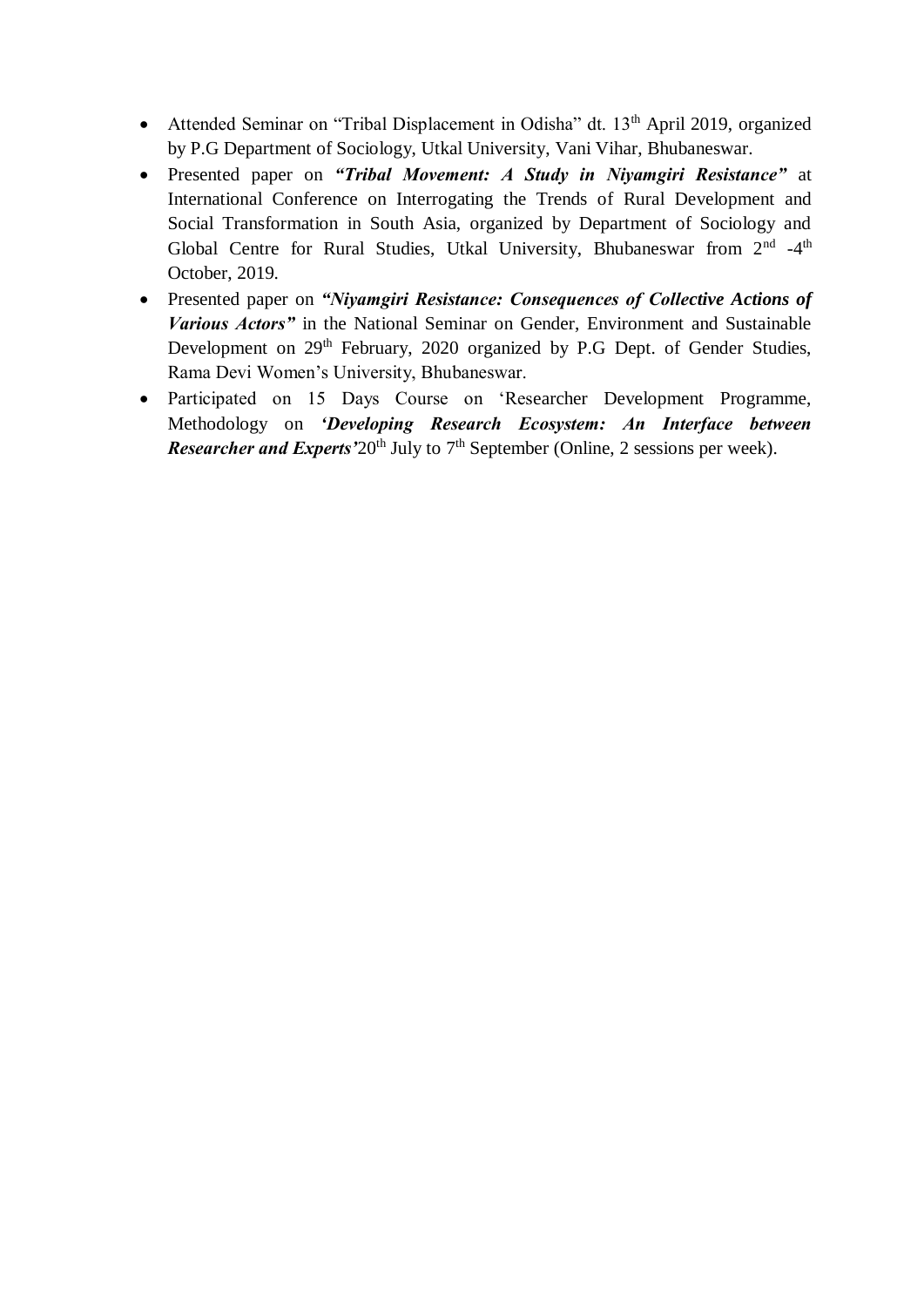- Attended Seminar on "Tribal Displacement in Odisha" dt. 13th April 2019, organized by P.G Department of Sociology, Utkal University, Vani Vihar, Bhubaneswar.
- Presented paper on ***"Tribal Movement: A Study in Niyamgiri Resistance"*** at International Conference on Interrogating the Trends of Rural Development and Social Transformation in South Asia, organized by Department of Sociology and Global Centre for Rural Studies, Utkal University, Bhubaneswar from 2nd -4th October, 2019.
- Presented paper on ***"Niyamgiri Resistance: Consequences of Collective Actions of Various Actors"*** in the National Seminar on Gender, Environment and Sustainable Development on 29th February, 2020 organized by P.G Dept. of Gender Studies, Rama Devi Women's University, Bhubaneswar.
- Participated on 15 Days Course on 'Researcher Development Programme, Methodology on ***'Developing Research Ecosystem: An Interface between Researcher and Experts'***20th July to 7th September (Online, 2 sessions per week).